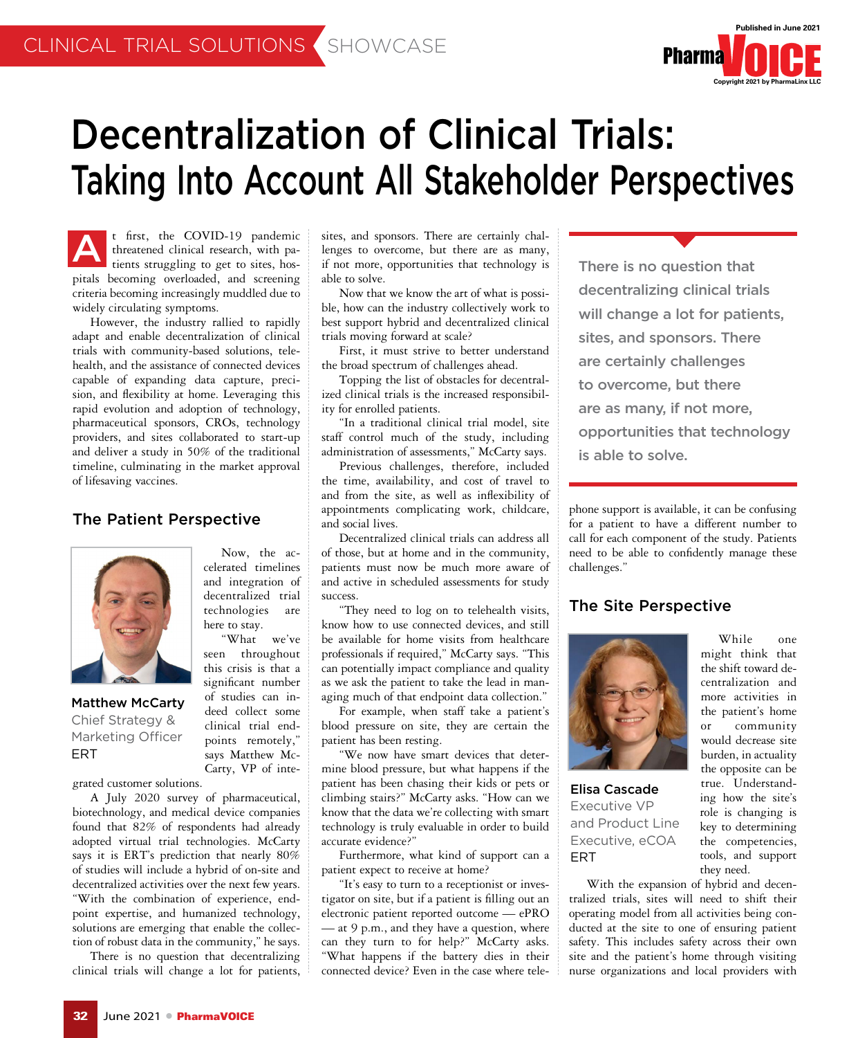CLINICAL TRIAL SOLUTIONS SHOWCASE

# Decentralization of Clinical Trials: Taking Into Account All Stakeholder Perspectives

At first, the COVID-19 pandemic threatened clinical research, with patients struggling to get to sites, hospitals becoming overloaded, and screening criteria becoming increasingly muddled due to widely circulating symptoms.

However, the industry rallied to rapidly adapt and enable decentralization of clinical trials with community-based solutions, telehealth, and the assistance of connected devices capable of expanding data capture, precision, and flexibility at home. Leveraging this rapid evolution and adoption of technology, pharmaceutical sponsors, CROs, technology providers, and sites collaborated to start-up and deliver a study in 50% of the traditional timeline, culminating in the market approval of lifesaving vaccines.

## The Patient Perspective

**Matthew McCarty**
Chief Strategy & Marketing Officer
ERT

Now, the accelerated timelines and integration of decentralized trial technologies are here to stay.

"What we've seen throughout this crisis is that a significant number of studies can indeed collect some clinical trial endpoints remotely," says Matthew McCarty, VP of integrated customer solutions.

A July 2020 survey of pharmaceutical, biotechnology, and medical device companies found that 82% of respondents had already adopted virtual trial technologies. McCarty says it is ERT's prediction that nearly 80% of studies will include a hybrid of on-site and decentralized activities over the next few years. "With the combination of experience, endpoint expertise, and humanized technology, solutions are emerging that enable the collection of robust data in the community," he says.

There is no question that decentralizing clinical trials will change a lot for patients, sites, and sponsors. There are certainly challenges to overcome, but there are as many, if not more, opportunities that technology is able to solve.

Now that we know the art of what is possible, how can the industry collectively work to best support hybrid and decentralized clinical trials moving forward at scale?

First, it must strive to better understand the broad spectrum of challenges ahead.

Topping the list of obstacles for decentralized clinical trials is the increased responsibility for enrolled patients.

"In a traditional clinical trial model, site staff control much of the study, including administration of assessments," McCarty says.

Previous challenges, therefore, included the time, availability, and cost of travel to and from the site, as well as inflexibility of appointments complicating work, childcare, and social lives.

Decentralized clinical trials can address all of those, but at home and in the community, patients must now be much more aware of and active in scheduled assessments for study success.

"They need to log on to telehealth visits, know how to use connected devices, and still be available for home visits from healthcare professionals if required," McCarty says. "This can potentially impact compliance and quality as we ask the patient to take the lead in managing much of that endpoint data collection."

For example, when staff take a patient's blood pressure on site, they are certain the patient has been resting.

"We now have smart devices that determine blood pressure, but what happens if the patient has been chasing their kids or pets or climbing stairs?" McCarty asks. "How can we know that the data we're collecting with smart technology is truly evaluable in order to build accurate evidence?"

Furthermore, what kind of support can a patient expect to receive at home?

"It's easy to turn to a receptionist or investigator on site, but if a patient is filling out an electronic patient reported outcome — ePRO — at 9 p.m., and they have a question, where can they turn to for help?" McCarty asks. "What happens if the battery dies in their connected device? Even in the case where telephone support is available, it can be confusing for a patient to have a different number to call for each component of the study. Patients need to be able to confidently manage these challenges."

> There is no question that decentralizing clinical trials will change a lot for patients, sites, and sponsors. There are certainly challenges to overcome, but there are as many, if not more, opportunities that technology is able to solve.

## The Site Perspective

**Elisa Cascade**
Executive VP and Product Line Executive, eCOA
ERT

While one might think that the shift toward decentralization and more activities in the patient's home or community would decrease site burden, in actuality the opposite can be true. Understanding how the site's role is changing is key to determining the competencies, tools, and support they need.

With the expansion of hybrid and decentralized trials, sites will need to shift their operating model from all activities being conducted at the site to one of ensuring patient safety. This includes safety across their own site and the patient's home through visiting nurse organizations and local providers with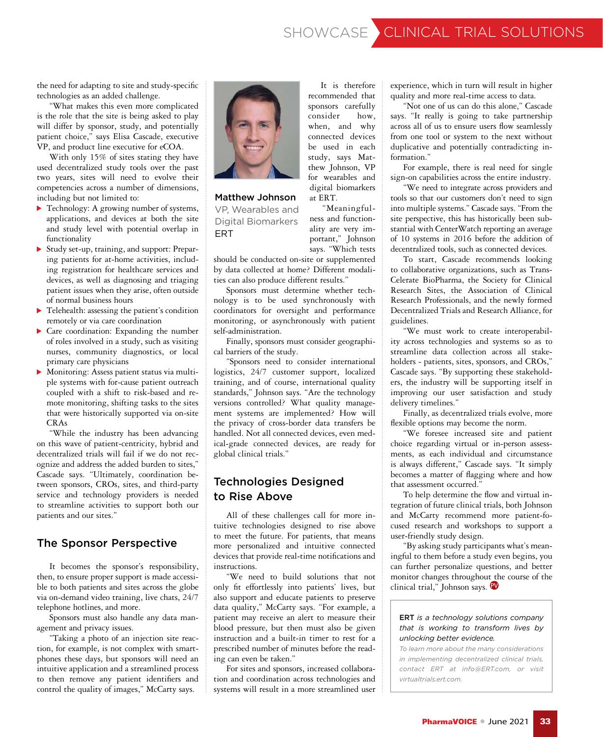the need for adapting to site and study-specific technologies as an added challenge.

"What makes this even more complicated is the role that the site is being asked to play will differ by sponsor, study, and potentially patient choice," says Elisa Cascade, executive VP, and product line executive for eCOA.

With only 15% of sites stating they have used decentralized study tools over the past two years, sites will need to evolve their competencies across a number of dimensions, including but not limited to:

- Technology: A growing number of systems, applications, and devices at both the site and study level with potential overlap in functionality
- Study set-up, training, and support: Preparing patients for at-home activities, including registration for healthcare services and devices, as well as diagnosing and triaging patient issues when they arise, often outside of normal business hours
- Telehealth: assessing the patient's condition remotely or via care coordination
- Care coordination: Expanding the number of roles involved in a study, such as visiting nurses, community diagnostics, or local primary care physicians
- Monitoring: Assess patient status via multiple systems with for-cause patient outreach coupled with a shift to risk-based and remote monitoring, shifting tasks to the sites that were historically supported via on-site CRAs

"While the industry has been advancing on this wave of patient-centricity, hybrid and decentralized trials will fail if we do not recognize and address the added burden to sites," Cascade says. "Ultimately, coordination between sponsors, CROs, sites, and third-party service and technology providers is needed to streamline activities to support both our patients and our sites."

## The Sponsor Perspective

It becomes the sponsor's responsibility, then, to ensure proper support is made accessible to both patients and sites across the globe via on-demand video training, live chats, 24/7 telephone hotlines, and more.

Sponsors must also handle any data management and privacy issues.

"Taking a photo of an injection site reaction, for example, is not complex with smartphones these days, but sponsors will need an intuitive application and a streamlined process to then remove any patient identifiers and control the quality of images," McCarty says.

**Matthew Johnson**
VP, Wearables and Digital Biomarkers
ERT

It is therefore recommended that sponsors carefully consider how, when, and why connected devices be used in each study, says Matthew Johnson, VP for wearables and digital biomarkers at ERT.

"Meaningfulness and functionality are very important," Johnson says. "Which tests should be conducted on-site or supplemented by data collected at home? Different modalities can also produce different results."

Sponsors must determine whether technology is to be used synchronously with coordinators for oversight and performance monitoring, or asynchronously with patient self-administration.

Finally, sponsors must consider geographical barriers of the study.

"Sponsors need to consider international logistics, 24/7 customer support, localized training, and of course, international quality standards," Johnson says. "Are the technology versions controlled? What quality management systems are implemented? How will the privacy of cross-border data transfers be handled. Not all connected devices, even medical-grade connected devices, are ready for global clinical trials."

## Technologies Designed to Rise Above

All of these challenges call for more intuitive technologies designed to rise above to meet the future. For patients, that means more personalized and intuitive connected devices that provide real-time notifications and instructions.

"We need to build solutions that not only fit effortlessly into patients' lives, but also support and educate patients to preserve data quality," McCarty says. "For example, a patient may receive an alert to measure their blood pressure, but then must also be given instruction and a built-in timer to rest for a prescribed number of minutes before the reading can even be taken."

For sites and sponsors, increased collaboration and coordination across technologies and systems will result in a more streamlined user experience, which in turn will result in higher quality and more real-time access to data.

"Not one of us can do this alone," Cascade says. "It really is going to take partnership across all of us to ensure users flow seamlessly from one tool or system to the next without duplicative and potentially contradicting information."

For example, there is real need for single sign-on capabilities across the entire industry.

"We need to integrate across providers and tools so that our customers don't need to sign into multiple systems." Cascade says. "From the site perspective, this has historically been substantial with CenterWatch reporting an average of 10 systems in 2016 before the addition of decentralized tools, such as connected devices.

To start, Cascade recommends looking to collaborative organizations, such as TransCelerate BioPharma, the Society for Clinical Research Sites, the Association of Clinical Research Professionals, and the newly formed Decentralized Trials and Research Alliance, for guidelines.

"We must work to create interoperability across technologies and systems so as to streamline data collection across all stakeholders - patients, sites, sponsors, and CROs," Cascade says. "By supporting these stakeholders, the industry will be supporting itself in improving our user satisfaction and study delivery timelines."

Finally, as decentralized trials evolve, more flexible options may become the norm.

"We foresee increased site and patient choice regarding virtual or in-person assessments, as each individual and circumstance is always different," Cascade says. "It simply becomes a matter of flagging where and how that assessment occurred."

To help determine the flow and virtual integration of future clinical trials, both Johnson and McCarty recommend more patient-focused research and workshops to support a user-friendly study design.

"By asking study participants what's meaningful to them before a study even begins, you can further personalize questions, and better monitor changes throughout the course of the clinical trial," Johnson says. PV

**ERT** *is a technology solutions company that is working to transform lives by unlocking better evidence.*

*To learn more about the many considerations in implementing decentralized clinical trials, contact ERT at info@ERT.com, or visit virtualtrials.ert.com.*